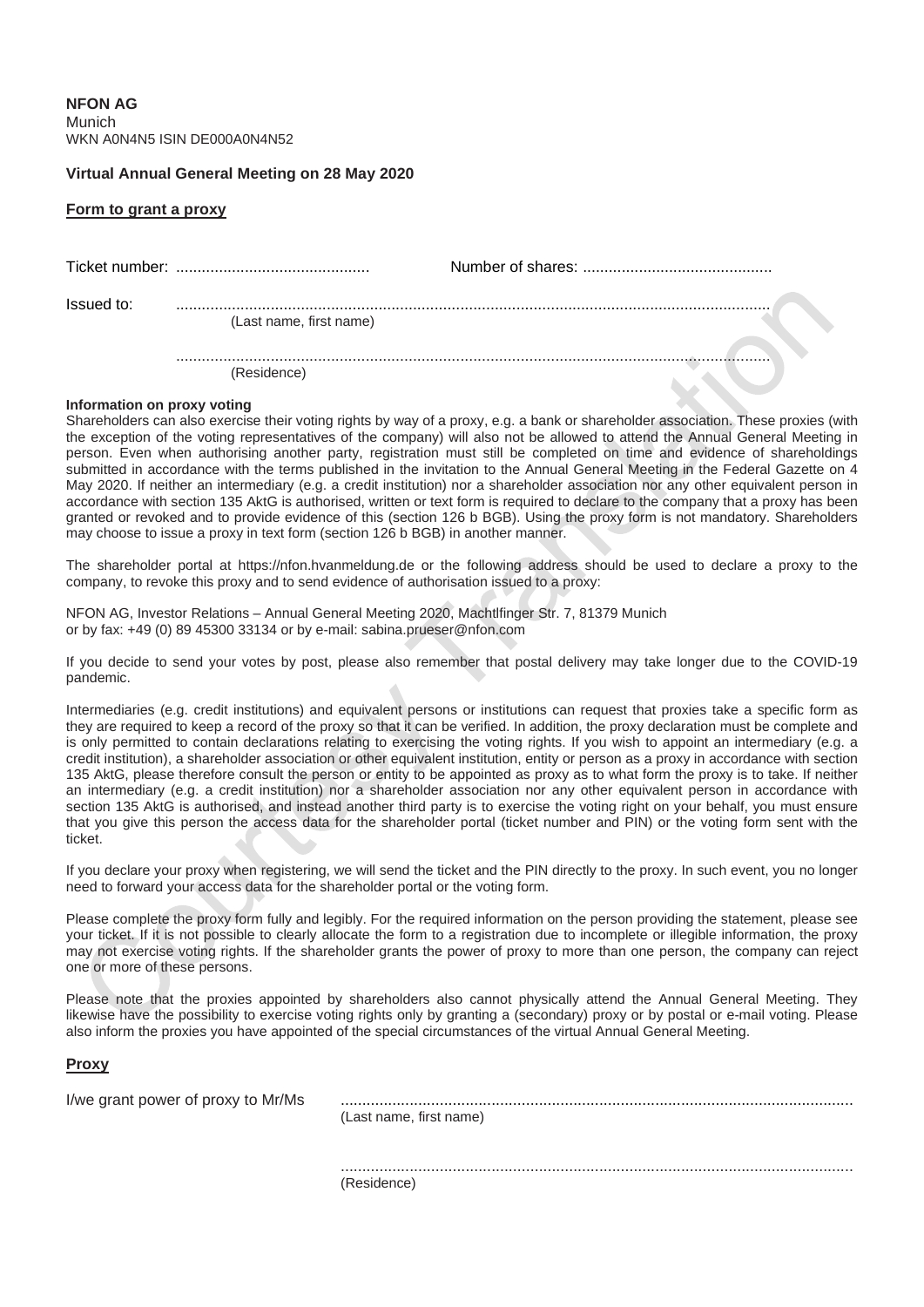**NFON AG**
Munich
WKN A0N4N5 ISIN DE000A0N4N52

**Virtual Annual General Meeting on 28 May 2020**

**Form to grant a proxy**

Ticket number: ............................................ Number of shares: ...........................................

Issued to: ........................................................................................................................................
(Last name, first name)

........................................................................................................................................
(Residence)

**Information on proxy voting**
Shareholders can also exercise their voting rights by way of a proxy, e.g. a bank or shareholder association. These proxies (with the exception of the voting representatives of the company) will also not be allowed to attend the Annual General Meeting in person. Even when authorising another party, registration must still be completed on time and evidence of shareholdings submitted in accordance with the terms published in the invitation to the Annual General Meeting in the Federal Gazette on 4 May 2020. If neither an intermediary (e.g. a credit institution) nor a shareholder association nor any other equivalent person in accordance with section 135 AktG is authorised, written or text form is required to declare to the company that a proxy has been granted or revoked and to provide evidence of this (section 126 b BGB). Using the proxy form is not mandatory. Shareholders may choose to issue a proxy in text form (section 126 b BGB) in another manner.

The shareholder portal at https://nfon.hvanmeldung.de or the following address should be used to declare a proxy to the company, to revoke this proxy and to send evidence of authorisation issued to a proxy:

NFON AG, Investor Relations – Annual General Meeting 2020, Machtlfinger Str. 7, 81379 Munich
or by fax: +49 (0) 89 45300 33134 or by e-mail: sabina.prueser@nfon.com

If you decide to send your votes by post, please also remember that postal delivery may take longer due to the COVID-19 pandemic.

Intermediaries (e.g. credit institutions) and equivalent persons or institutions can request that proxies take a specific form as they are required to keep a record of the proxy so that it can be verified. In addition, the proxy declaration must be complete and is only permitted to contain declarations relating to exercising the voting rights. If you wish to appoint an intermediary (e.g. a credit institution), a shareholder association or other equivalent institution, entity or person as a proxy in accordance with section 135 AktG, please therefore consult the person or entity to be appointed as proxy as to what form the proxy is to take. If neither an intermediary (e.g. a credit institution) nor a shareholder association nor any other equivalent person in accordance with section 135 AktG is authorised, and instead another third party is to exercise the voting right on your behalf, you must ensure that you give this person the access data for the shareholder portal (ticket number and PIN) or the voting form sent with the ticket.

If you declare your proxy when registering, we will send the ticket and the PIN directly to the proxy. In such event, you no longer need to forward your access data for the shareholder portal or the voting form.

Please complete the proxy form fully and legibly. For the required information on the person providing the statement, please see your ticket. If it is not possible to clearly allocate the form to a registration due to incomplete or illegible information, the proxy may not exercise voting rights. If the shareholder grants the power of proxy to more than one person, the company can reject one or more of these persons.

Please note that the proxies appointed by shareholders also cannot physically attend the Annual General Meeting. They likewise have the possibility to exercise voting rights only by granting a (secondary) proxy or by postal or e-mail voting. Please also inform the proxies you have appointed of the special circumstances of the virtual Annual General Meeting.

**Proxy**

I/we grant power of proxy to Mr/Ms ......................................................................................................................
(Last name, first name)

......................................................................................................................
(Residence)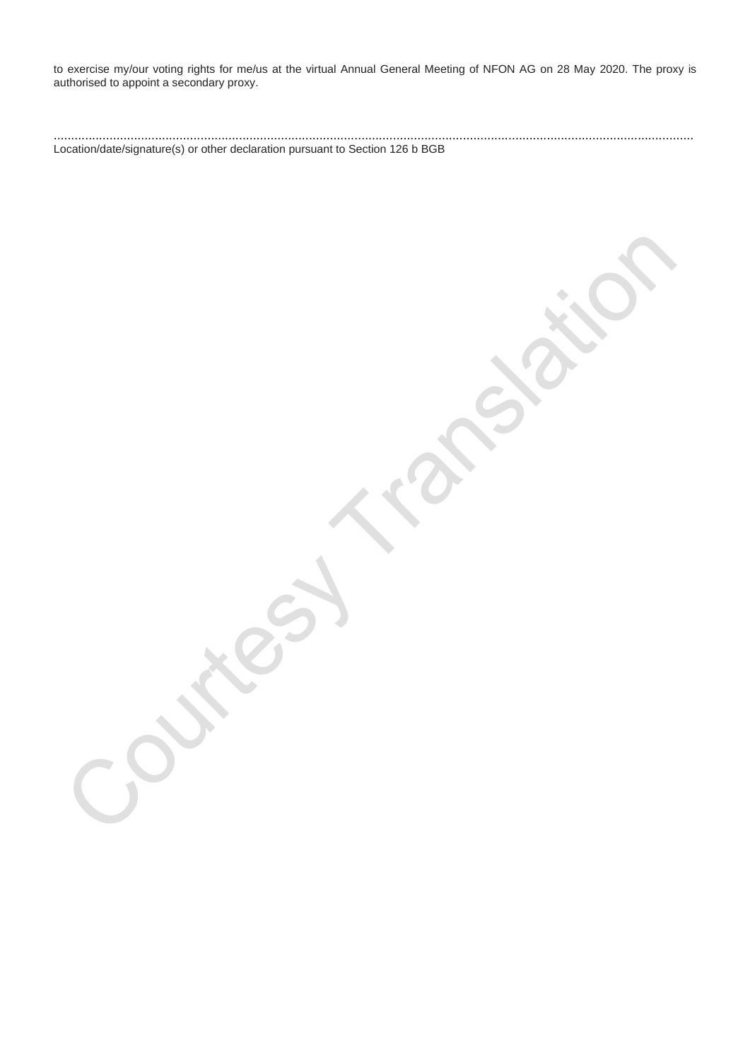to exercise my/our voting rights for me/us at the virtual Annual General Meeting of NFON AG on 28 May 2020. The proxy is authorised to appoint a secondary proxy.

.................................................................................................................................................................................

Location/date/signature(s) or other declaration pursuant to Section 126 b BGB